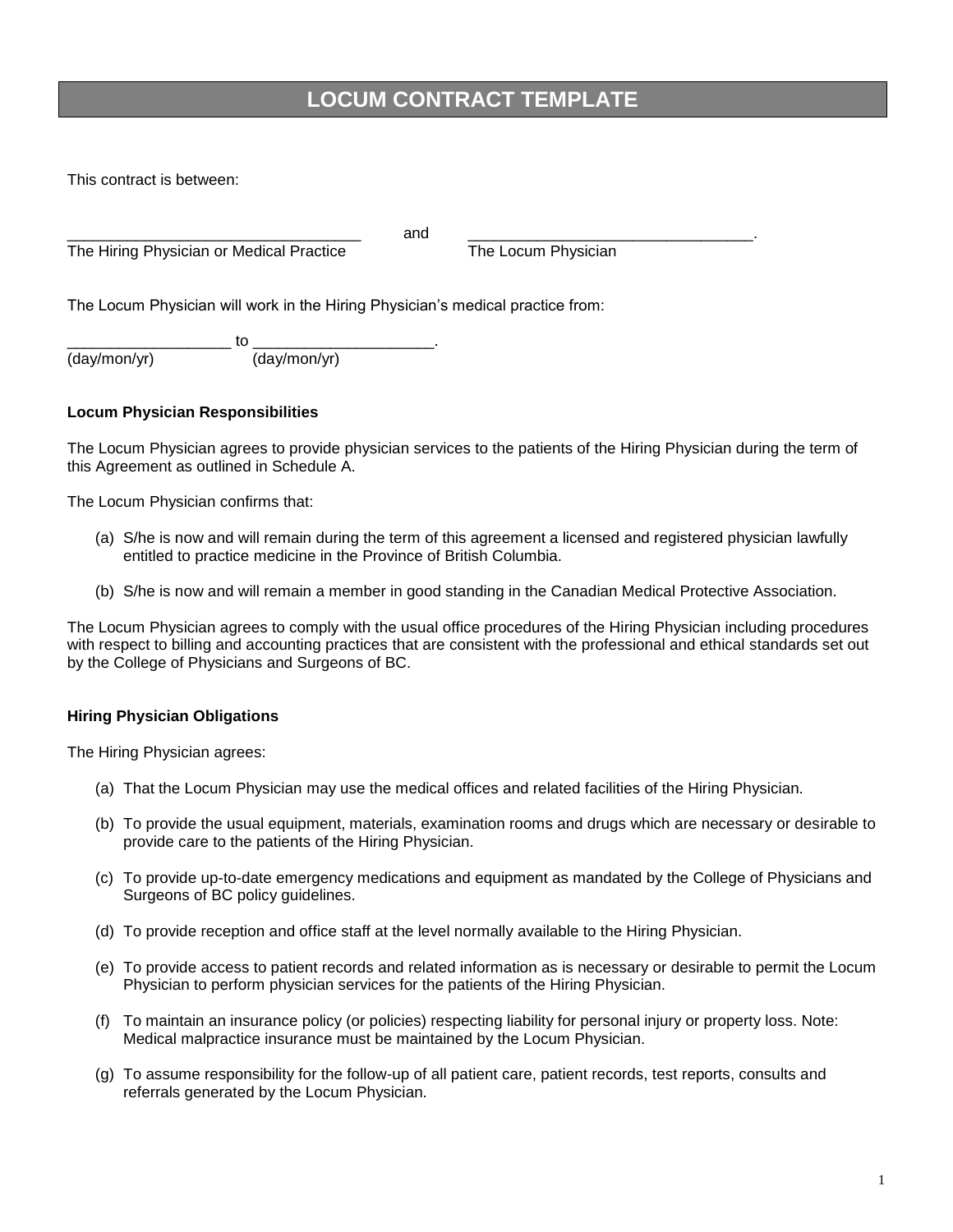# LOCUM CONTRACT TEMPLATE

This contract is between:

__________________________________ and __________________________________.
The Hiring Physician or Medical Practice The Locum Physician

The Locum Physician will work in the Hiring Physician's medical practice from:

___________________ to _____________________.
(day/mon/yr) (day/mon/yr)

**Locum Physician Responsibilities**

The Locum Physician agrees to provide physician services to the patients of the Hiring Physician during the term of this Agreement as outlined in Schedule A.

The Locum Physician confirms that:

(a) S/he is now and will remain during the term of this agreement a licensed and registered physician lawfully entitled to practice medicine in the Province of British Columbia.

(b) S/he is now and will remain a member in good standing in the Canadian Medical Protective Association.

The Locum Physician agrees to comply with the usual office procedures of the Hiring Physician including procedures with respect to billing and accounting practices that are consistent with the professional and ethical standards set out by the College of Physicians and Surgeons of BC.

**Hiring Physician Obligations**

The Hiring Physician agrees:

(a) That the Locum Physician may use the medical offices and related facilities of the Hiring Physician.

(b) To provide the usual equipment, materials, examination rooms and drugs which are necessary or desirable to provide care to the patients of the Hiring Physician.

(c) To provide up-to-date emergency medications and equipment as mandated by the College of Physicians and Surgeons of BC policy guidelines.

(d) To provide reception and office staff at the level normally available to the Hiring Physician.

(e) To provide access to patient records and related information as is necessary or desirable to permit the Locum Physician to perform physician services for the patients of the Hiring Physician.

(f) To maintain an insurance policy (or policies) respecting liability for personal injury or property loss. Note: Medical malpractice insurance must be maintained by the Locum Physician.

(g) To assume responsibility for the follow-up of all patient care, patient records, test reports, consults and referrals generated by the Locum Physician.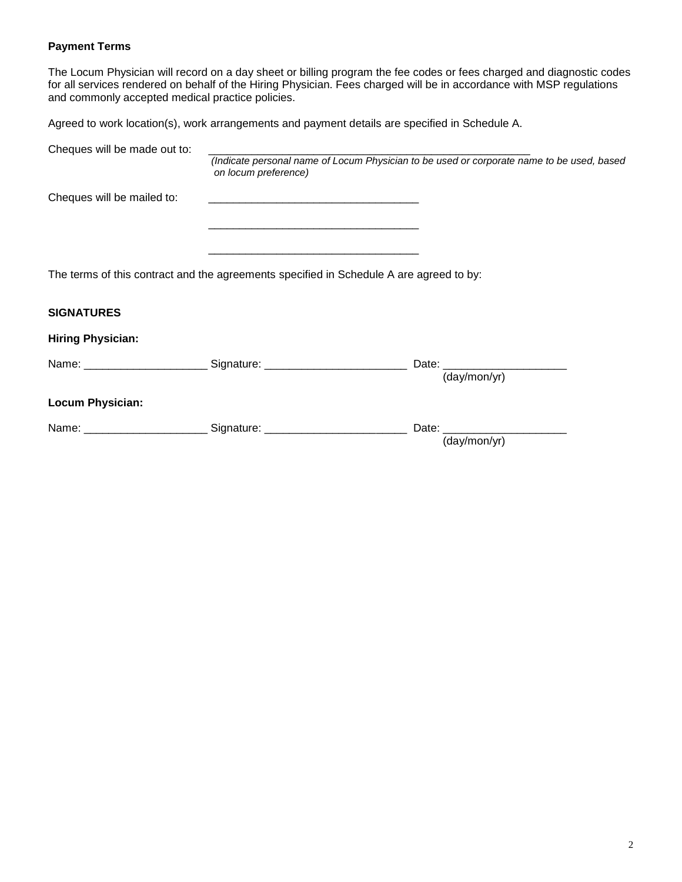**Payment Terms**

The Locum Physician will record on a day sheet or billing program the fee codes or fees charged and diagnostic codes for all services rendered on behalf of the Hiring Physician. Fees charged will be in accordance with MSP regulations and commonly accepted medical practice policies.

Agreed to work location(s), work arrangements and payment details are specified in Schedule A.

Cheques will be made out to: ______________________________________________________
*(Indicate personal name of Locum Physician to be used or corporate name to be used, based on locum preference)*

Cheques will be mailed to: ___________________________________

___________________________________

___________________________________

The terms of this contract and the agreements specified in Schedule A are agreed to by:

**SIGNATURES**

**Hiring Physician:**

Name: ____________________ Signature: _______________________ Date: ____________________
(day/mon/yr)

**Locum Physician:**

Name: ____________________ Signature: _______________________ Date: ____________________
(day/mon/yr)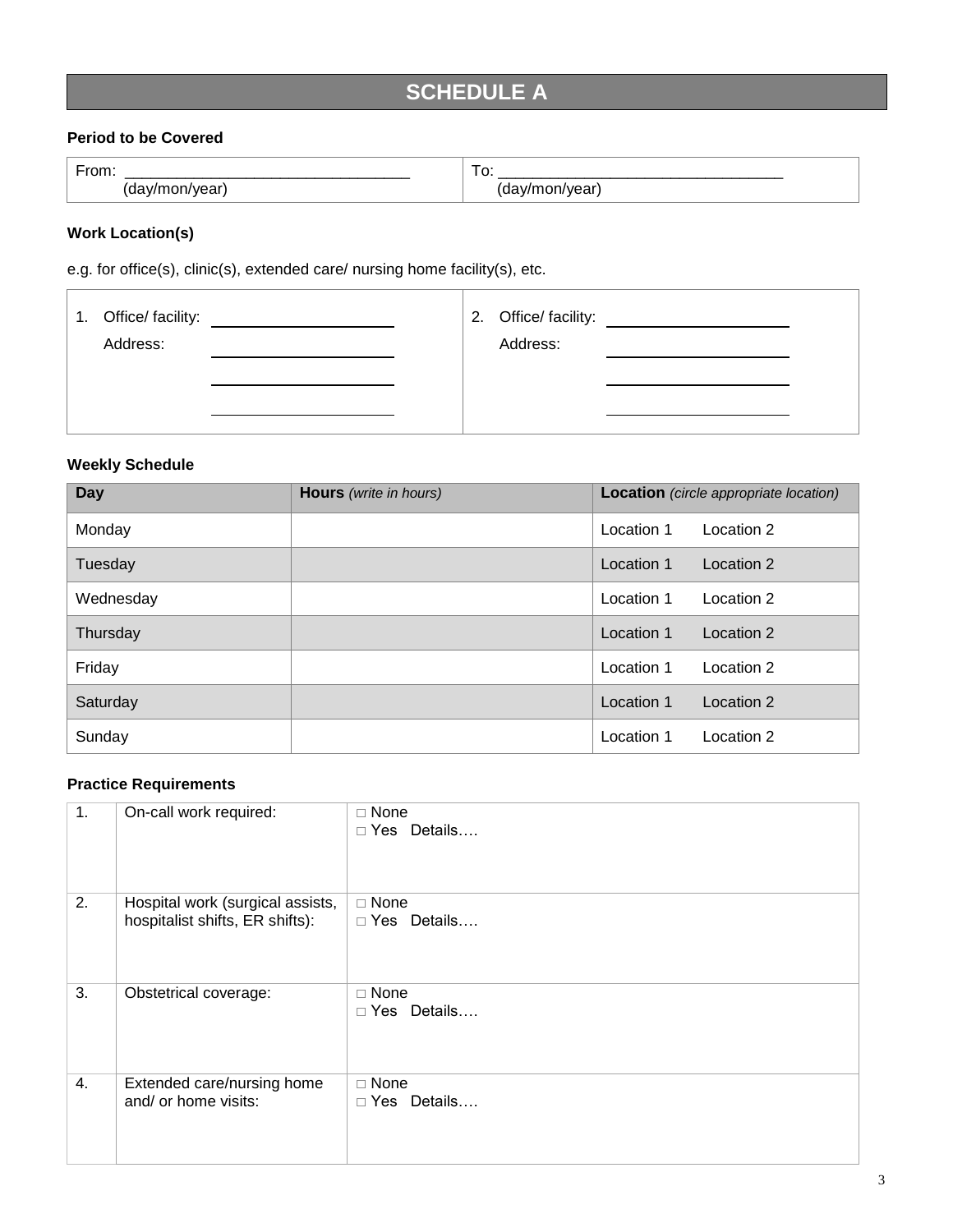# SCHEDULE A

**Period to be Covered**

| | |
|---|---|
| From: ________________________________ (day/mon/year) | To: ________________________________ (day/mon/year) |

**Work Location(s)**

e.g. for office(s), clinic(s), extended care/ nursing home facility(s), etc.

| | |
|---|---|
| 1. Office/ facility: ____________________ Address: ____________________ ____________________ ____________________ | 2. Office/ facility: ____________________ Address: ____________________ ____________________ ____________________ |

**Weekly Schedule**

| Day | **Hours** *(write in hours)* | **Location** *(circle appropriate location)* |
|---|---|---|
| Monday | | Location 1 Location 2 |
| Tuesday | | Location 1 Location 2 |
| Wednesday | | Location 1 Location 2 |
| Thursday | | Location 1 Location 2 |
| Friday | | Location 1 Location 2 |
| Saturday | | Location 1 Location 2 |
| Sunday | | Location 1 Location 2 |

**Practice Requirements**

| | | |
|---|---|---|
| 1. | On-call work required: | □ None<br>□ Yes Details…. |
| 2. | Hospital work (surgical assists, hospitalist shifts, ER shifts): | □ None<br>□ Yes Details…. |
| 3. | Obstetrical coverage: | □ None<br>□ Yes Details…. |
| 4. | Extended care/nursing home and/ or home visits: | □ None<br>□ Yes Details…. |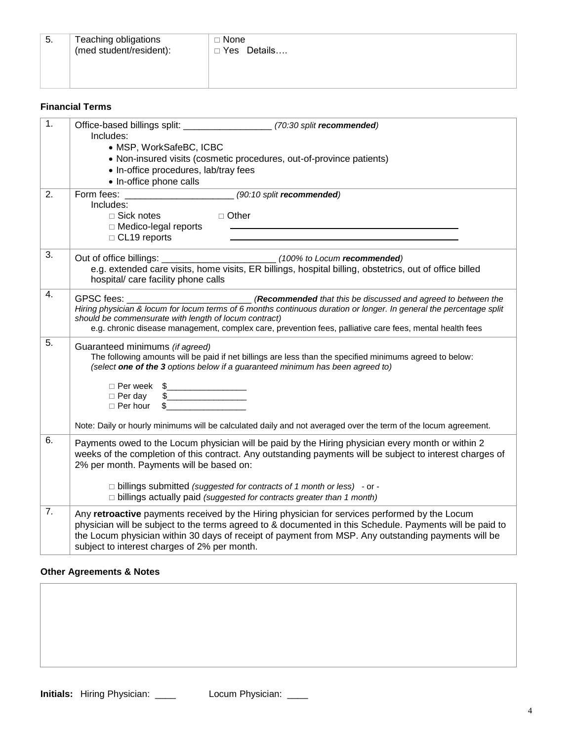| | | |
|---|---|---|
| 5. | Teaching obligations (med student/resident): | □ None<br>□ Yes Details…. |

**Financial Terms**

| | |
|---|---|
| 1. | Office-based billings split: _________________ *(70:30 split **recommended**)*<br>Includes:<br>• MSP, WorkSafeBC, ICBC<br>• Non-insured visits (cosmetic procedures, out-of-province patients)<br>• In-office procedures, lab/tray fees<br>• In-office phone calls |
| 2. | Form fees: _____________________ *(90:10 split **recommended**)*<br>Includes:<br>□ Sick notes □ Other<br>□ Medico-legal reports ______________________________<br>□ CL19 reports ______________________________ |
| 3. | Out of office billings: ______________________ *(100% to Locum **recommended**)*<br>e.g. extended care visits, home visits, ER billings, hospital billing, obstetrics, out of office billed hospital/ care facility phone calls |
| 4. | GPSC fees: ________________________ *(**Recommended** that this be discussed and agreed to between the Hiring physician & locum for locum terms of 6 months continuous duration or longer. In general the percentage split should be commensurate with length of locum contract)*<br>e.g. chronic disease management, complex care, prevention fees, palliative care fees, mental health fees |
| 5. | Guaranteed minimums *(if agreed)*<br>The following amounts will be paid if net billings are less than the specified minimums agreed to below:<br>*(select **one of the 3** options below if a guaranteed minimum has been agreed to)*<br>□ Per week $_________________<br>□ Per day $_________________<br>□ Per hour $_________________<br>Note: Daily or hourly minimums will be calculated daily and not averaged over the term of the locum agreement. |
| 6. | Payments owed to the Locum physician will be paid by the Hiring physician every month or within 2 weeks of the completion of this contract. Any outstanding payments will be subject to interest charges of 2% per month. Payments will be based on:<br>□ billings submitted *(suggested for contracts of 1 month or less)* - or -<br>□ billings actually paid *(suggested for contracts greater than 1 month)* |
| 7. | Any **retroactive** payments received by the Hiring physician for services performed by the Locum physician will be subject to the terms agreed to & documented in this Schedule. Payments will be paid to the Locum physician within 30 days of receipt of payment from MSP. Any outstanding payments will be subject to interest charges of 2% per month. |

**Other Agreements & Notes**

| |
|---|
| |

**Initials:** Hiring Physician: ____ Locum Physician: ____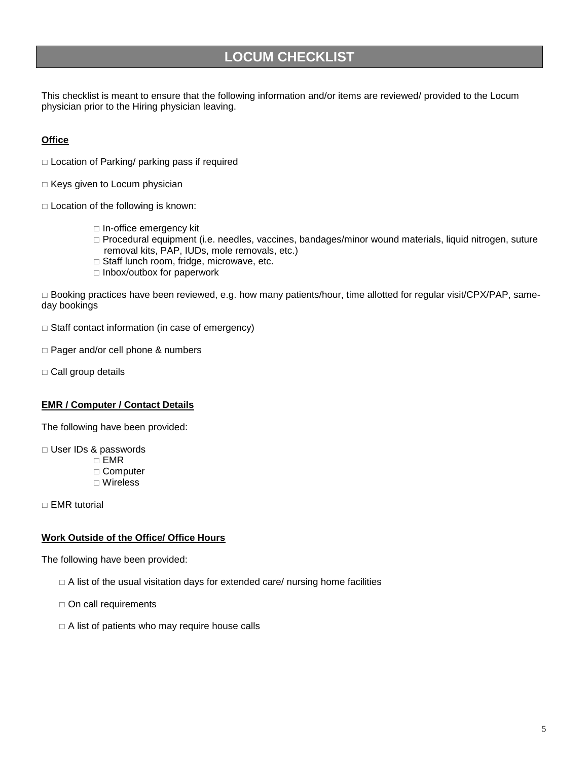# LOCUM CHECKLIST

This checklist is meant to ensure that the following information and/or items are reviewed/ provided to the Locum physician prior to the Hiring physician leaving.

**Office**

□ Location of Parking/ parking pass if required

□ Keys given to Locum physician

□ Location of the following is known:

- □ In-office emergency kit
- □ Procedural equipment (i.e. needles, vaccines, bandages/minor wound materials, liquid nitrogen, suture removal kits, PAP, IUDs, mole removals, etc.)
- □ Staff lunch room, fridge, microwave, etc.
- □ Inbox/outbox for paperwork

□ Booking practices have been reviewed, e.g. how many patients/hour, time allotted for regular visit/CPX/PAP, same-day bookings

□ Staff contact information (in case of emergency)

□ Pager and/or cell phone & numbers

□ Call group details

**EMR / Computer / Contact Details**

The following have been provided:

□ User IDs & passwords

- □ EMR
- □ Computer
- □ Wireless

□ EMR tutorial

**Work Outside of the Office/ Office Hours**

The following have been provided:

□ A list of the usual visitation days for extended care/ nursing home facilities

□ On call requirements

□ A list of patients who may require house calls